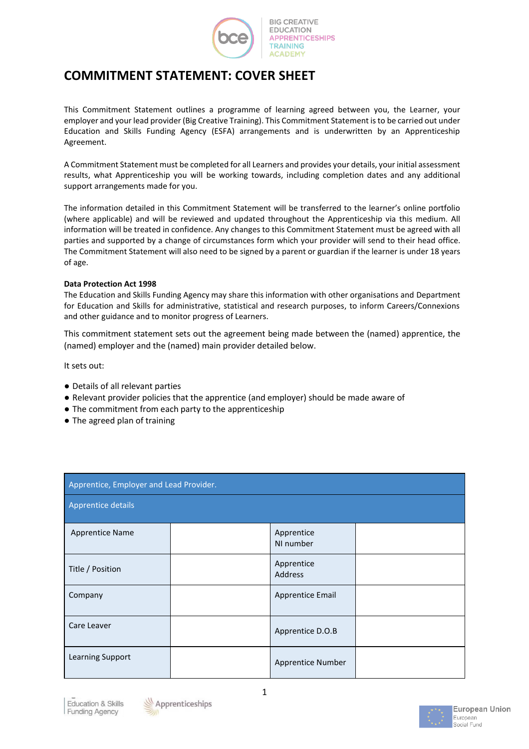# COMMITMENT STATEMENT: COVER SHEET

This Commitment Statement outlines a programme of learning agreed between you, the Learner, your employer and your lead provider (Big Creative Training). This Commitment Statement is to be carried out under Education and Skills Funding Agency (ESFA) arrangements and is underwritten by an Apprenticeship Agreement.

A Commitment Statement must be completed for all Learners and provides your details, your initial assessment results, what Apprenticeship you will be working towards, including completion dates and any additional support arrangements made for you.

The information detailed in this Commitment Statement will be transferred to the learner's online portfolio (where applicable) and will be reviewed and updated throughout the Apprenticeship via this medium. All information will be treated in confidence. Any changes to this Commitment Statement must be agreed with all parties and supported by a change of circumstances form which your provider will send to their head office. The Commitment Statement will also need to be signed by a parent or guardian if the learner is under 18 years of age.

**Data Protection Act 1998**

The Education and Skills Funding Agency may share this information with other organisations and Department for Education and Skills for administrative, statistical and research purposes, to inform Careers/Connexions and other guidance and to monitor progress of Learners.

This commitment statement sets out the agreement being made between the (named) apprentice, the (named) employer and the (named) main provider detailed below.

It sets out:

- Details of all relevant parties
- Relevant provider policies that the apprentice (and employer) should be made aware of
- The commitment from each party to the apprenticeship
- The agreed plan of training

| Apprentice, Employer and Lead Provider. | | | |
|---|---|---|---|
| **Apprentice details** | | | |
| Apprentice Name | | Apprentice NI number | |
| Title / Position | | Apprentice Address | |
| Company | | Apprentice Email | |
| Care Leaver | | Apprentice D.O.B | |
| Learning Support | | Apprentice Number | |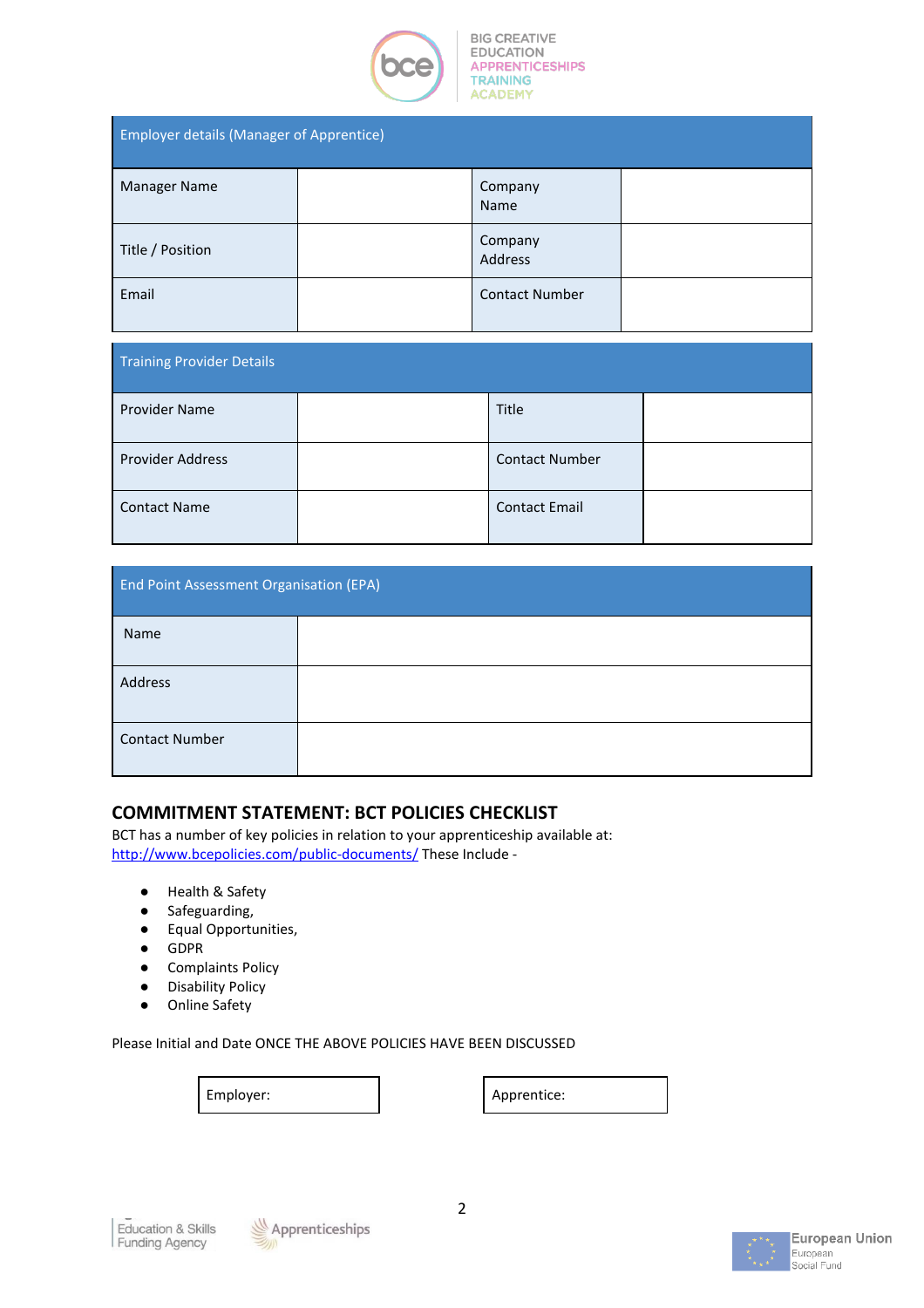| Employer details (Manager of Apprentice) | | | |
|---|---|---|---|
| Manager Name | | Company Name | |
| Title / Position | | Company Address | |
| Email | | Contact Number | |

| Training Provider Details | | | |
|---|---|---|---|
| Provider Name | | Title | |
| Provider Address | | Contact Number | |
| Contact Name | | Contact Email | |

| End Point Assessment Organisation (EPA) | |
|---|---|
| Name | |
| Address | |
| Contact Number | |

## COMMITMENT STATEMENT: BCT POLICIES CHECKLIST

BCT has a number of key policies in relation to your apprenticeship available at: http://www.bcepolicies.com/public-documents/ These Include -

- Health & Safety
- Safeguarding,
- Equal Opportunities,
- GDPR
- Complaints Policy
- Disability Policy
- Online Safety

Please Initial and Date ONCE THE ABOVE POLICIES HAVE BEEN DISCUSSED

| Employer: | | Apprentice: |
|---|---|---|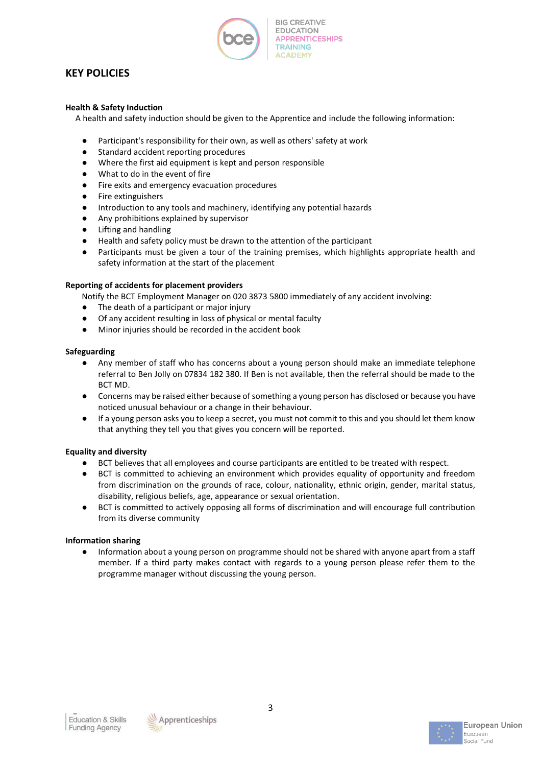# KEY POLICIES

**Health & Safety Induction**

A health and safety induction should be given to the Apprentice and include the following information:

- Participant's responsibility for their own, as well as others' safety at work
- Standard accident reporting procedures
- Where the first aid equipment is kept and person responsible
- What to do in the event of fire
- Fire exits and emergency evacuation procedures
- Fire extinguishers
- Introduction to any tools and machinery, identifying any potential hazards
- Any prohibitions explained by supervisor
- Lifting and handling
- Health and safety policy must be drawn to the attention of the participant
- Participants must be given a tour of the training premises, which highlights appropriate health and safety information at the start of the placement

**Reporting of accidents for placement providers**

Notify the BCT Employment Manager on 020 3873 5800 immediately of any accident involving:

- The death of a participant or major injury
- Of any accident resulting in loss of physical or mental faculty
- Minor injuries should be recorded in the accident book

**Safeguarding**

- Any member of staff who has concerns about a young person should make an immediate telephone referral to Ben Jolly on 07834 182 380. If Ben is not available, then the referral should be made to the BCT MD.
- Concerns may be raised either because of something a young person has disclosed or because you have noticed unusual behaviour or a change in their behaviour.
- If a young person asks you to keep a secret, you must not commit to this and you should let them know that anything they tell you that gives you concern will be reported.

**Equality and diversity**

- BCT believes that all employees and course participants are entitled to be treated with respect.
- BCT is committed to achieving an environment which provides equality of opportunity and freedom from discrimination on the grounds of race, colour, nationality, ethnic origin, gender, marital status, disability, religious beliefs, age, appearance or sexual orientation.
- BCT is committed to actively opposing all forms of discrimination and will encourage full contribution from its diverse community

**Information sharing**

- Information about a young person on programme should not be shared with anyone apart from a staff member. If a third party makes contact with regards to a young person please refer them to the programme manager without discussing the young person.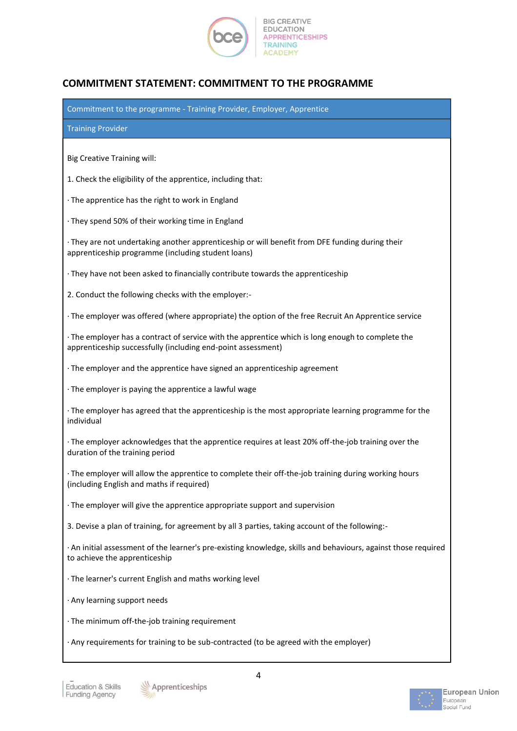## COMMITMENT STATEMENT: COMMITMENT TO THE PROGRAMME

| Commitment to the programme - Training Provider, Employer, Apprentice |
|---|
| Training Provider |

Big Creative Training will:

1. Check the eligibility of the apprentice, including that:

· The apprentice has the right to work in England

· They spend 50% of their working time in England

· They are not undertaking another apprenticeship or will benefit from DFE funding during their apprenticeship programme (including student loans)

· They have not been asked to financially contribute towards the apprenticeship

2. Conduct the following checks with the employer:-

· The employer was offered (where appropriate) the option of the free Recruit An Apprentice service

· The employer has a contract of service with the apprentice which is long enough to complete the apprenticeship successfully (including end-point assessment)

· The employer and the apprentice have signed an apprenticeship agreement

· The employer is paying the apprentice a lawful wage

· The employer has agreed that the apprenticeship is the most appropriate learning programme for the individual

· The employer acknowledges that the apprentice requires at least 20% off-the-job training over the duration of the training period

· The employer will allow the apprentice to complete their off-the-job training during working hours (including English and maths if required)

· The employer will give the apprentice appropriate support and supervision

3. Devise a plan of training, for agreement by all 3 parties, taking account of the following:-

· An initial assessment of the learner's pre-existing knowledge, skills and behaviours, against those required to achieve the apprenticeship

· The learner's current English and maths working level

· Any learning support needs

· The minimum off-the-job training requirement

· Any requirements for training to be sub-contracted (to be agreed with the employer)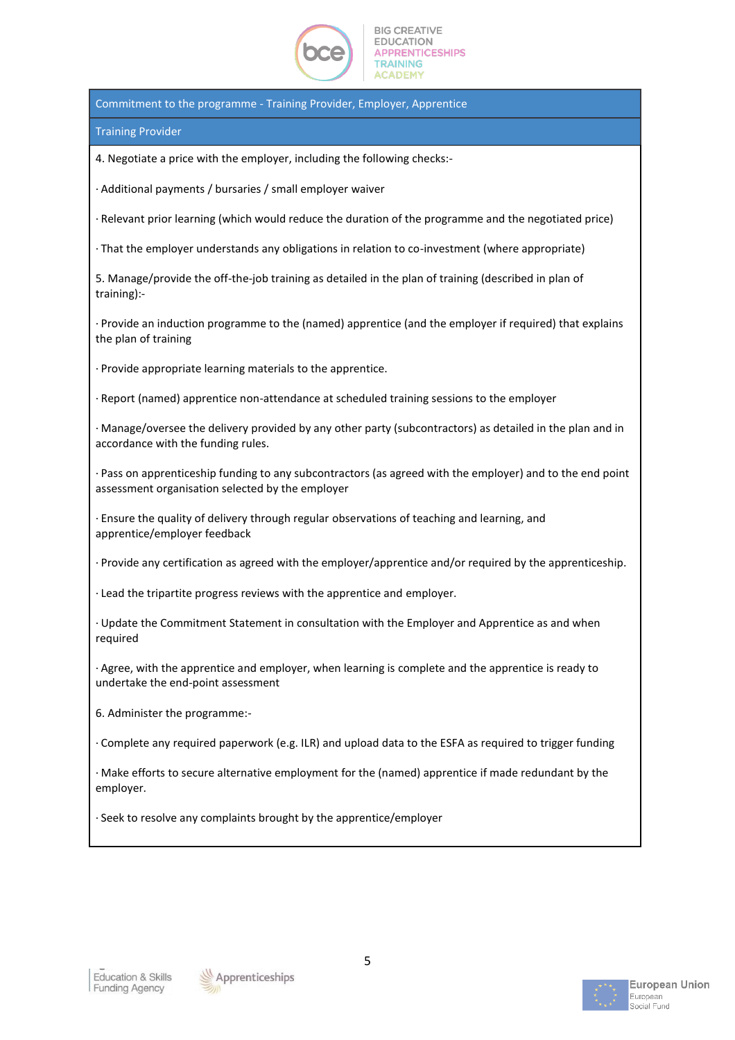| Commitment to the programme - Training Provider, Employer, Apprentice |
|---|
| Training Provider |
| 4. Negotiate a price with the employer, including the following checks:-<br><br>· Additional payments / bursaries / small employer waiver<br><br>· Relevant prior learning (which would reduce the duration of the programme and the negotiated price)<br><br>· That the employer understands any obligations in relation to co-investment (where appropriate)<br><br>5. Manage/provide the off-the-job training as detailed in the plan of training (described in plan of training):-<br><br>· Provide an induction programme to the (named) apprentice (and the employer if required) that explains the plan of training<br><br>· Provide appropriate learning materials to the apprentice.<br><br>· Report (named) apprentice non-attendance at scheduled training sessions to the employer<br><br>· Manage/oversee the delivery provided by any other party (subcontractors) as detailed in the plan and in accordance with the funding rules.<br><br>· Pass on apprenticeship funding to any subcontractors (as agreed with the employer) and to the end point assessment organisation selected by the employer<br><br>· Ensure the quality of delivery through regular observations of teaching and learning, and apprentice/employer feedback<br><br>· Provide any certification as agreed with the employer/apprentice and/or required by the apprenticeship.<br><br>· Lead the tripartite progress reviews with the apprentice and employer.<br><br>· Update the Commitment Statement in consultation with the Employer and Apprentice as and when required<br><br>· Agree, with the apprentice and employer, when learning is complete and the apprentice is ready to undertake the end-point assessment<br><br>6. Administer the programme:-<br><br>· Complete any required paperwork (e.g. ILR) and upload data to the ESFA as required to trigger funding<br><br>· Make efforts to secure alternative employment for the (named) apprentice if made redundant by the employer.<br><br>· Seek to resolve any complaints brought by the apprentice/employer |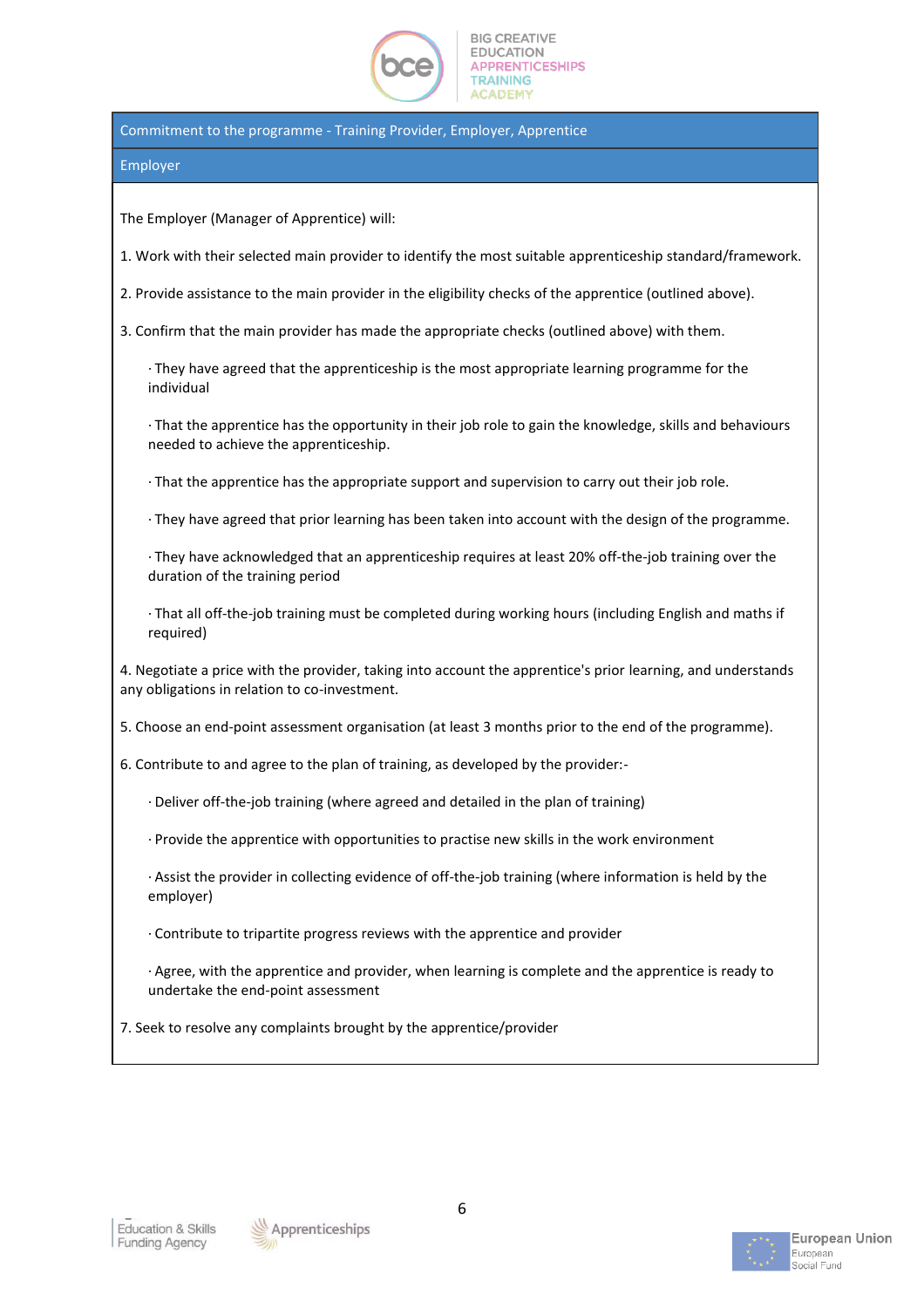| Commitment to the programme - Training Provider, Employer, Apprentice |
|---|
| Employer |

The Employer (Manager of Apprentice) will:

1. Work with their selected main provider to identify the most suitable apprenticeship standard/framework.

2. Provide assistance to the main provider in the eligibility checks of the apprentice (outlined above).

3. Confirm that the main provider has made the appropriate checks (outlined above) with them.

   · They have agreed that the apprenticeship is the most appropriate learning programme for the individual

   · That the apprentice has the opportunity in their job role to gain the knowledge, skills and behaviours needed to achieve the apprenticeship.

   · That the apprentice has the appropriate support and supervision to carry out their job role.

   · They have agreed that prior learning has been taken into account with the design of the programme.

   · They have acknowledged that an apprenticeship requires at least 20% off-the-job training over the duration of the training period

   · That all off-the-job training must be completed during working hours (including English and maths if required)

4. Negotiate a price with the provider, taking into account the apprentice's prior learning, and understands any obligations in relation to co-investment.

5. Choose an end-point assessment organisation (at least 3 months prior to the end of the programme).

6. Contribute to and agree to the plan of training, as developed by the provider:-

   · Deliver off-the-job training (where agreed and detailed in the plan of training)

   · Provide the apprentice with opportunities to practise new skills in the work environment

   · Assist the provider in collecting evidence of off-the-job training (where information is held by the employer)

   · Contribute to tripartite progress reviews with the apprentice and provider

   · Agree, with the apprentice and provider, when learning is complete and the apprentice is ready to undertake the end-point assessment

7. Seek to resolve any complaints brought by the apprentice/provider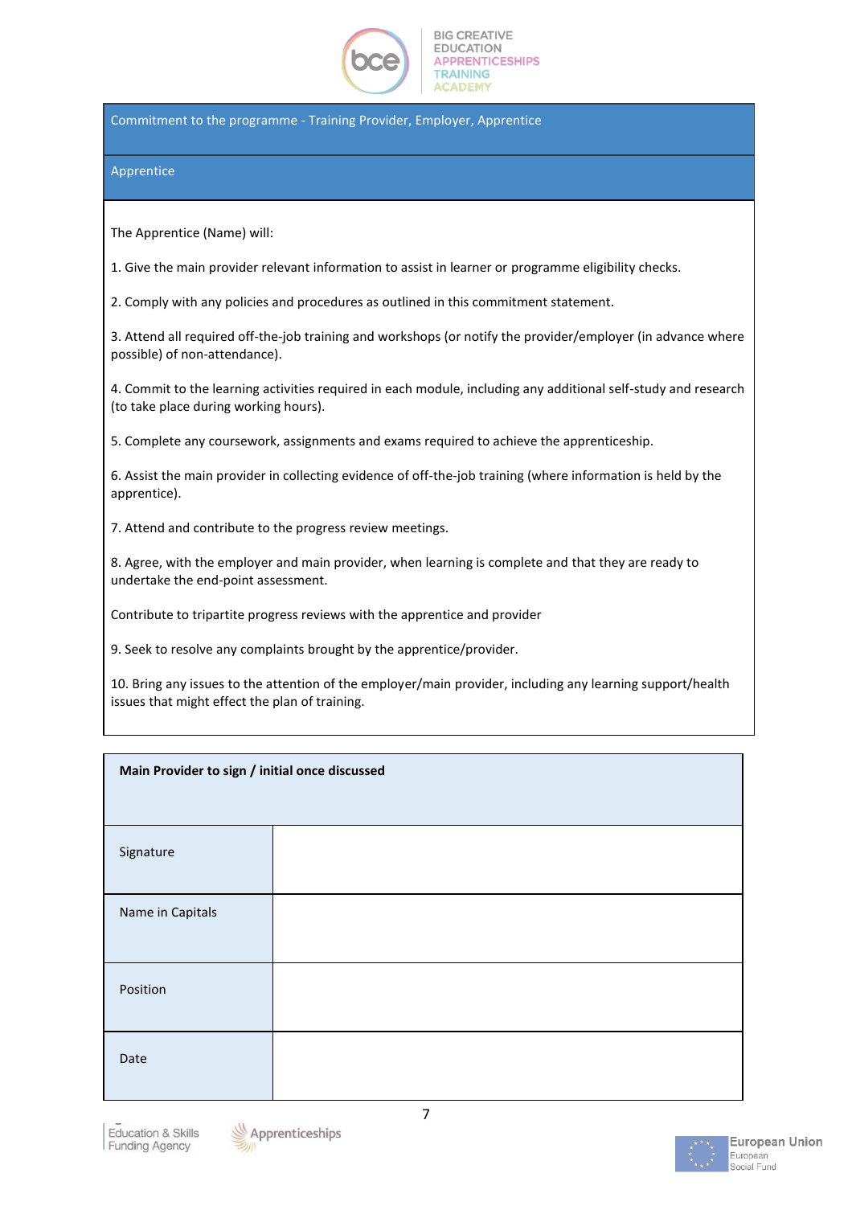| Commitment to the programme - Training Provider, Employer, Apprentice |
|---|
| Apprentice |

The Apprentice (Name) will:

1. Give the main provider relevant information to assist in learner or programme eligibility checks.

2. Comply with any policies and procedures as outlined in this commitment statement.

3. Attend all required off-the-job training and workshops (or notify the provider/employer (in advance where possible) of non-attendance).

4. Commit to the learning activities required in each module, including any additional self-study and research (to take place during working hours).

5. Complete any coursework, assignments and exams required to achieve the apprenticeship.

6. Assist the main provider in collecting evidence of off-the-job training (where information is held by the apprentice).

7. Attend and contribute to the progress review meetings.

8. Agree, with the employer and main provider, when learning is complete and that they are ready to undertake the end-point assessment.

Contribute to tripartite progress reviews with the apprentice and provider

9. Seek to resolve any complaints brought by the apprentice/provider.

10. Bring any issues to the attention of the employer/main provider, including any learning support/health issues that might effect the plan of training.

| **Main Provider to sign / initial once discussed** | |
|---|---|
| Signature | |
| Name in Capitals | |
| Position | |
| Date | |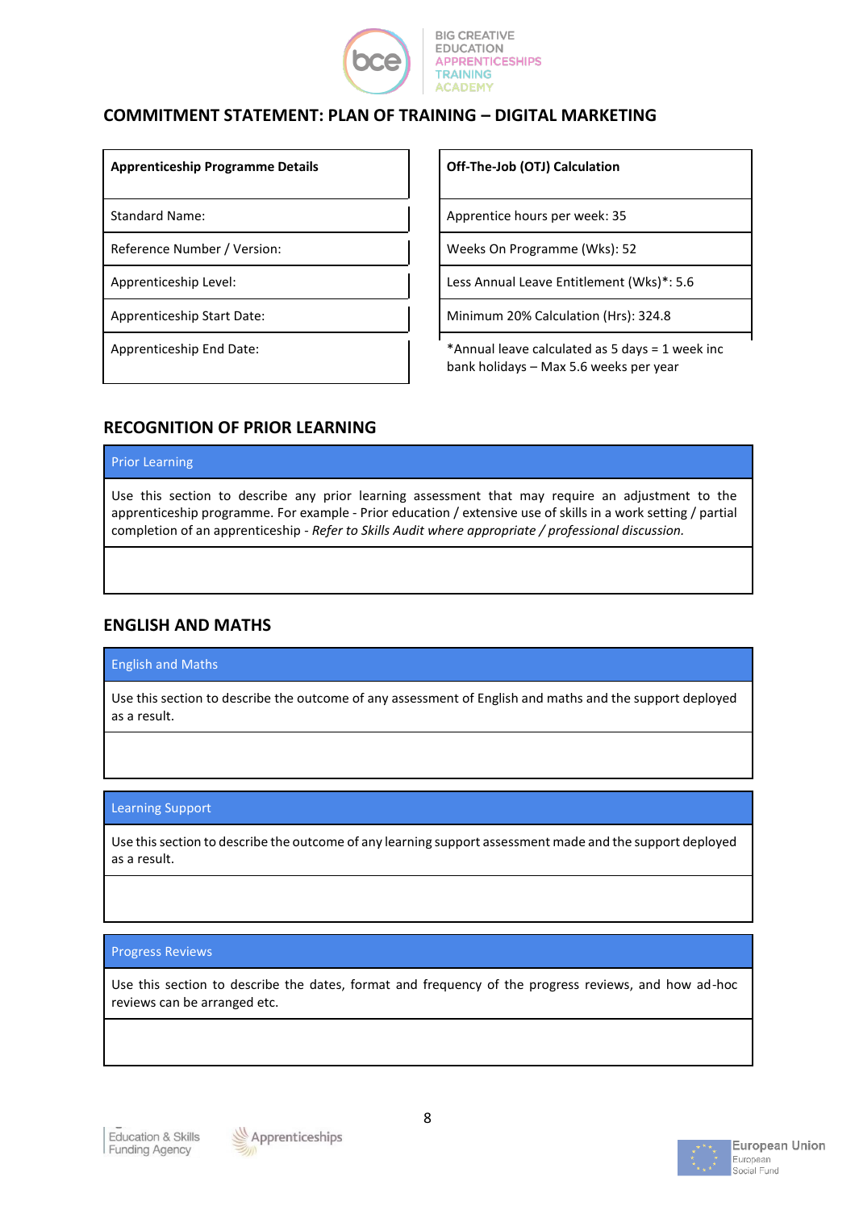## COMMITMENT STATEMENT: PLAN OF TRAINING – DIGITAL MARKETING

| **Apprenticeship Programme Details** |
|---|
| Standard Name: |
| Reference Number / Version: |
| Apprenticeship Level: |
| Apprenticeship Start Date: |
| Apprenticeship End Date: |

| **Off-The-Job (OTJ) Calculation** |
|---|
| Apprentice hours per week: 35 |
| Weeks On Programme (Wks): 52 |
| Less Annual Leave Entitlement (Wks)*: 5.6 |
| Minimum 20% Calculation (Hrs): 324.8 |
| *Annual leave calculated as 5 days = 1 week inc bank holidays – Max 5.6 weeks per year |

## RECOGNITION OF PRIOR LEARNING

| Prior Learning |
|---|
| Use this section to describe any prior learning assessment that may require an adjustment to the apprenticeship programme. For example - Prior education / extensive use of skills in a work setting / partial completion of an apprenticeship - *Refer to Skills Audit where appropriate / professional discussion.* |
| |

## ENGLISH AND MATHS

| English and Maths |
|---|
| Use this section to describe the outcome of any assessment of English and maths and the support deployed as a result. |
| |

| Learning Support |
|---|
| Use this section to describe the outcome of any learning support assessment made and the support deployed as a result. |
| |

| Progress Reviews |
|---|
| Use this section to describe the dates, format and frequency of the progress reviews, and how ad-hoc reviews can be arranged etc. |
| |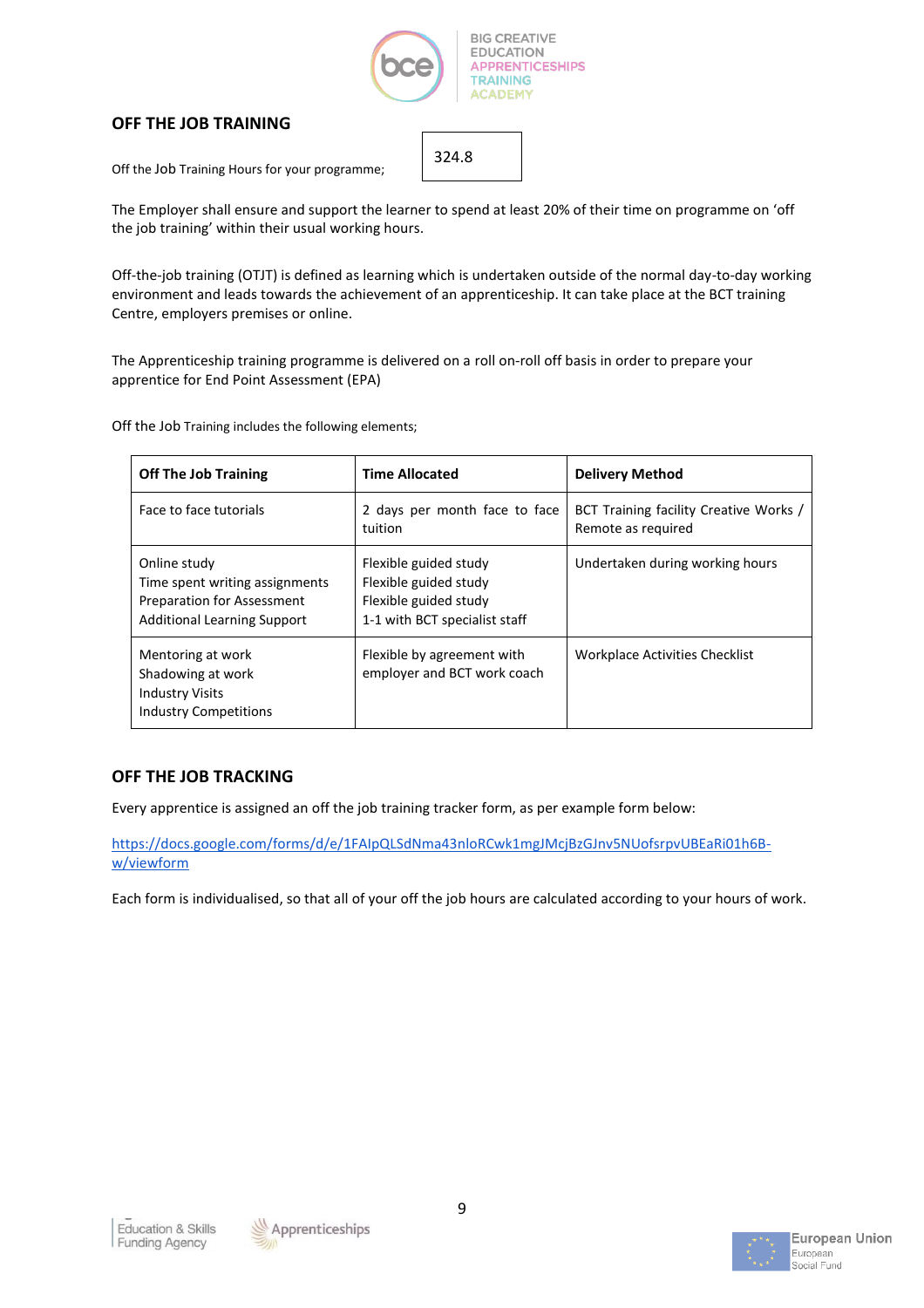## OFF THE JOB TRAINING

Off the Job Training Hours for your programme;

| 324.8 |
|---|

The Employer shall ensure and support the learner to spend at least 20% of their time on programme on 'off the job training' within their usual working hours.

Off-the-job training (OTJT) is defined as learning which is undertaken outside of the normal day-to-day working environment and leads towards the achievement of an apprenticeship. It can take place at the BCT training Centre, employers premises or online.

The Apprenticeship training programme is delivered on a roll on-roll off basis in order to prepare your apprentice for End Point Assessment (EPA)

Off the Job Training includes the following elements;

| Off The Job Training | Time Allocated | Delivery Method |
|---|---|---|
| Face to face tutorials | 2 days per month face to face tuition | BCT Training facility Creative Works / Remote as required |
| Online study<br>Time spent writing assignments<br>Preparation for Assessment<br>Additional Learning Support | Flexible guided study<br>Flexible guided study<br>Flexible guided study<br>1-1 with BCT specialist staff | Undertaken during working hours |
| Mentoring at work<br>Shadowing at work<br>Industry Visits<br>Industry Competitions | Flexible by agreement with employer and BCT work coach | Workplace Activities Checklist |

## OFF THE JOB TRACKING

Every apprentice is assigned an off the job training tracker form, as per example form below:

https://docs.google.com/forms/d/e/1FAIpQLSdNma43nloRCwk1mgJMcjBzGJnv5NUofsrpvUBEaRi01h6B-w/viewform

Each form is individualised, so that all of your off the job hours are calculated according to your hours of work.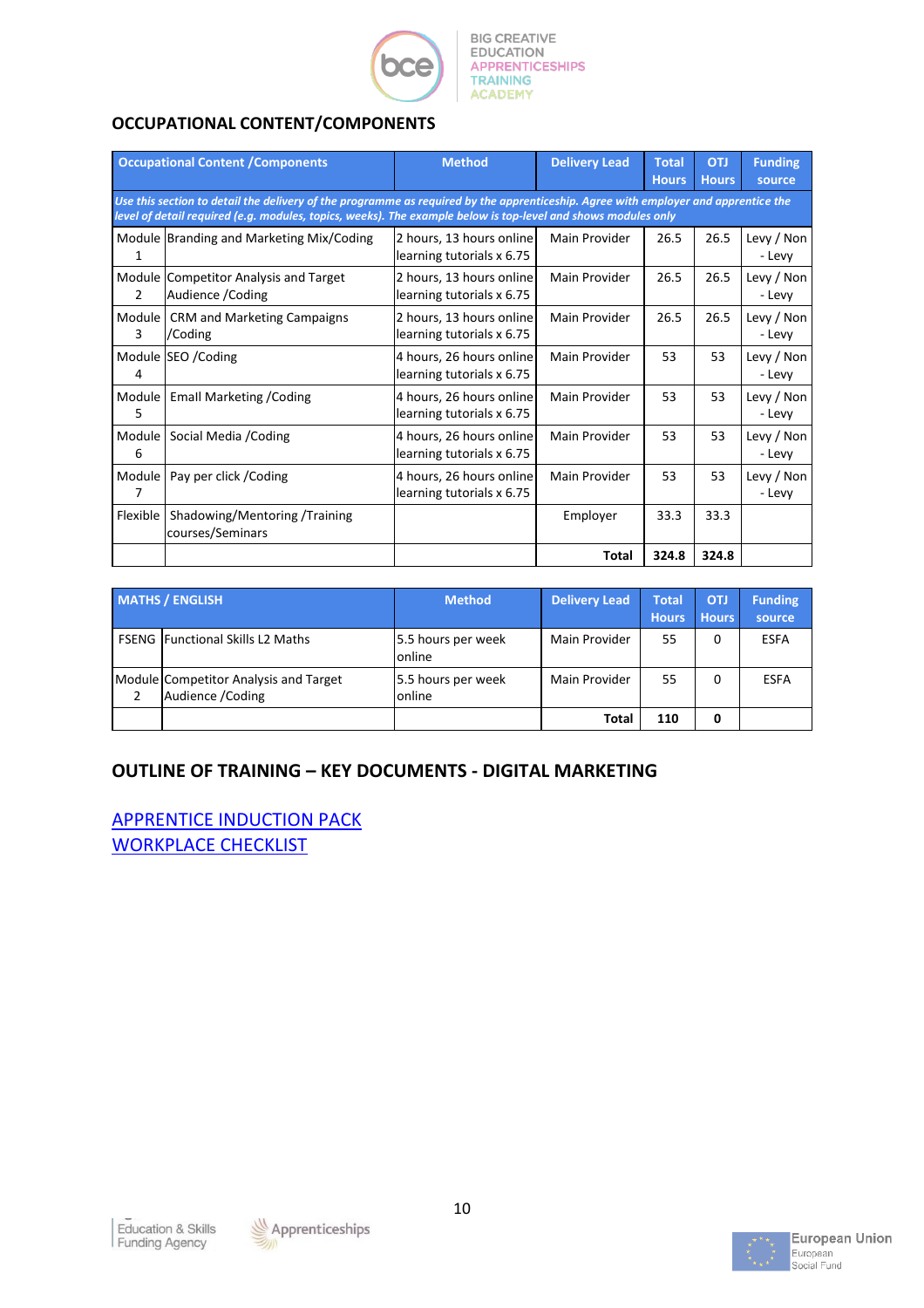## OCCUPATIONAL CONTENT/COMPONENTS

| Occupational Content /Components | | Method | Delivery Lead | Total Hours | OTJ Hours | Funding source |
|---|---|---|---|---|---|---|
| *Use this section to detail the delivery of the programme as required by the apprenticeship. Agree with employer and apprentice the level of detail required (e.g. modules, topics, weeks). The example below is top-level and shows modules only* | | | | | | |
| Module 1 | Branding and Marketing Mix/Coding | 2 hours, 13 hours online learning tutorials x 6.75 | Main Provider | 26.5 | 26.5 | Levy / Non - Levy |
| Module 2 | Competitor Analysis and Target Audience /Coding | 2 hours, 13 hours online learning tutorials x 6.75 | Main Provider | 26.5 | 26.5 | Levy / Non - Levy |
| Module 3 | CRM and Marketing Campaigns /Coding | 2 hours, 13 hours online learning tutorials x 6.75 | Main Provider | 26.5 | 26.5 | Levy / Non - Levy |
| Module 4 | SEO /Coding | 4 hours, 26 hours online learning tutorials x 6.75 | Main Provider | 53 | 53 | Levy / Non - Levy |
| Module 5 | Emall Marketing /Coding | 4 hours, 26 hours online learning tutorials x 6.75 | Main Provider | 53 | 53 | Levy / Non - Levy |
| Module 6 | Social Media /Coding | 4 hours, 26 hours online learning tutorials x 6.75 | Main Provider | 53 | 53 | Levy / Non - Levy |
| Module 7 | Pay per click /Coding | 4 hours, 26 hours online learning tutorials x 6.75 | Main Provider | 53 | 53 | Levy / Non - Levy |
| Flexible | Shadowing/Mentoring /Training courses/Seminars | | Employer | 33.3 | 33.3 | |
| | | | **Total** | **324.8** | **324.8** | |

| MATHS / ENGLISH | | Method | Delivery Lead | Total Hours | OTJ Hours | Funding source |
|---|---|---|---|---|---|---|
| FSENG | Functional Skills L2 Maths | 5.5 hours per week online | Main Provider | 55 | 0 | ESFA |
| Module 2 | Competitor Analysis and Target Audience /Coding | 5.5 hours per week online | Main Provider | 55 | 0 | ESFA |
| | | | **Total** | **110** | **0** | |

## OUTLINE OF TRAINING – KEY DOCUMENTS - DIGITAL MARKETING

APPRENTICE INDUCTION PACK
WORKPLACE CHECKLIST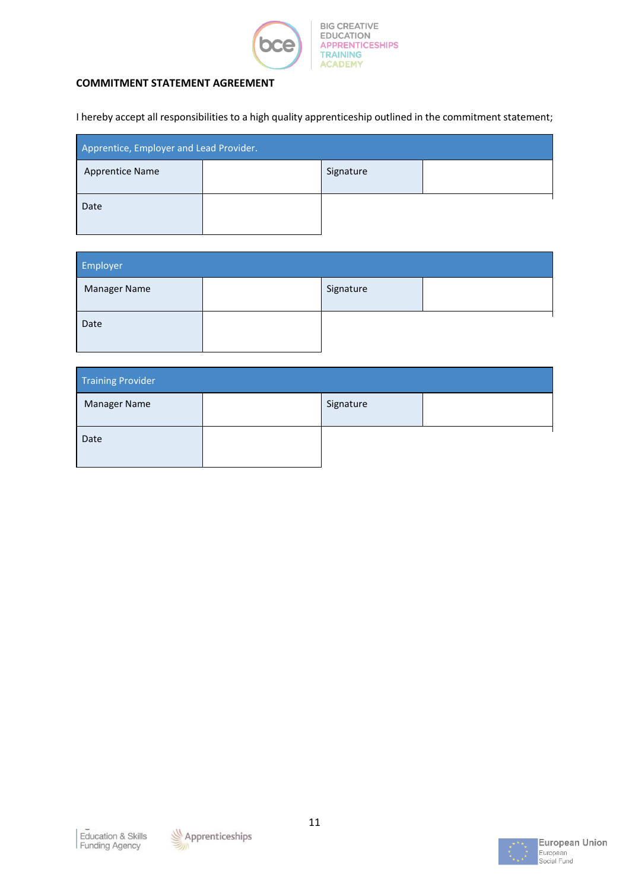**COMMITMENT STATEMENT AGREEMENT**

I hereby accept all responsibilities to a high quality apprenticeship outlined in the commitment statement;

| Apprentice, Employer and Lead Provider. | | | |
|---|---|---|---|
| Apprentice Name | | Signature | |
| Date | | | |

| Employer | | | |
|---|---|---|---|
| Manager Name | | Signature | |
| Date | | | |

| Training Provider | | | |
|---|---|---|---|
| Manager Name | | Signature | |
| Date | | | |